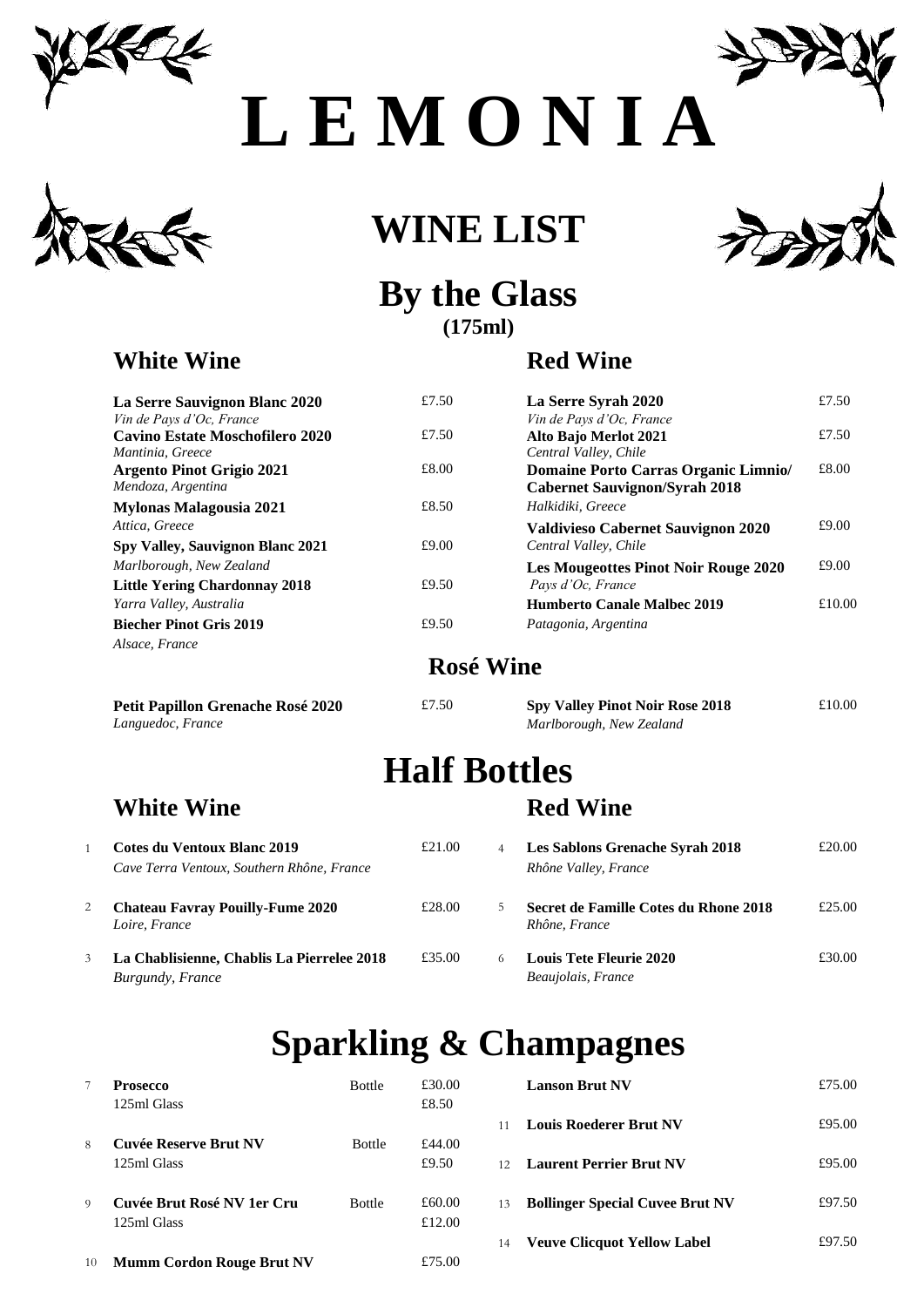# L E M O N I A

# WINE LIST

## By the Glass
**(175ml)**

### White Wine

| Wine | Price |
|---|---|
| **La Serre Sauvignon Blanc 2020**<br>*Vin de Pays d'Oc, France* | £7.50 |
| **Cavino Estate Moschofilero 2020**<br>*Mantinia, Greece* | £7.50 |
| **Argento Pinot Grigio 2021**<br>*Mendoza, Argentina* | £8.00 |
| **Mylonas Malagousia 2021**<br>*Attica, Greece* | £8.50 |
| **Spy Valley, Sauvignon Blanc 2021**<br>*Marlborough, New Zealand* | £9.00 |
| **Little Yering Chardonnay 2018**<br>*Yarra Valley, Australia* | £9.50 |
| **Biecher Pinot Gris 2019**<br>*Alsace, France* | £9.50 |

### Red Wine

| Wine | Price |
|---|---|
| **La Serre Syrah 2020**<br>*Vin de Pays d'Oc, France* | £7.50 |
| **Alto Bajo Merlot 2021**<br>*Central Valley, Chile* | £7.50 |
| **Domaine Porto Carras Organic Limnio/ Cabernet Sauvignon/Syrah 2018**<br>*Halkidiki, Greece* | £8.00 |
| **Valdivieso Cabernet Sauvignon 2020**<br>*Central Valley, Chile* | £9.00 |
| **Les Mougeottes Pinot Noir Rouge 2020**<br>*Pays d'Oc, France* | £9.00 |
| **Humberto Canale Malbec 2019**<br>*Patagonia, Argentina* | £10.00 |

### Rosé Wine

| Wine | Price |
|---|---|
| **Petit Papillon Grenache Rosé 2020**<br>*Languedoc, France* | £7.50 |
| **Spy Valley Pinot Noir Rose 2018**<br>*Marlborough, New Zealand* | £10.00 |

## Half Bottles

### White Wine

| No. | Wine | Price |
|---|---|---|
| 1 | **Cotes du Ventoux Blanc 2019**<br>*Cave Terra Ventoux, Southern Rhône, France* | £21.00 |
| 2 | **Chateau Favray Pouilly-Fume 2020**<br>*Loire, France* | £28.00 |
| 3 | **La Chablisienne, Chablis La Pierrelee 2018**<br>*Burgundy, France* | £35.00 |

### Red Wine

| No. | Wine | Price |
|---|---|---|
| 4 | **Les Sablons Grenache Syrah 2018**<br>*Rhône Valley, France* | £20.00 |
| 5 | **Secret de Famille Cotes du Rhone 2018**<br>*Rhône, France* | £25.00 |
| 6 | **Louis Tete Fleurie 2020**<br>*Beaujolais, France* | £30.00 |

## Sparkling & Champagnes

| No. | Wine | Serving | Price |
|---|---|---|---|
| 7 | **Prosecco** | Bottle | £30.00 |
| | 125ml Glass | | £8.50 |
| 8 | **Cuvée Reserve Brut NV** | Bottle | £44.00 |
| | 125ml Glass | | £9.50 |
| 9 | **Cuvée Brut Rosé NV 1er Cru** | Bottle | £60.00 |
| | 125ml Glass | | £12.00 |
| 10 | **Mumm Cordon Rouge Brut NV** | | £75.00 |
| | **Lanson Brut NV** | | £75.00 |
| 11 | **Louis Roederer Brut NV** | | £95.00 |
| 12 | **Laurent Perrier Brut NV** | | £95.00 |
| 13 | **Bollinger Special Cuvee Brut NV** | | £97.50 |
| 14 | **Veuve Clicquot Yellow Label** | | £97.50 |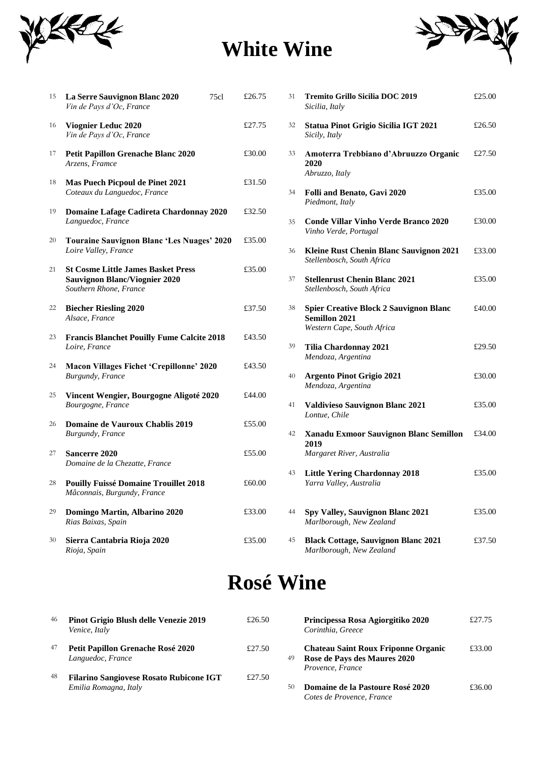# White Wine

15 **La Serre Sauvignon Blanc 2020** 75cl £26.75
*Vin de Pays d'Oc, France*

16 **Viognier Leduc 2020** £27.75
*Vin de Pays d'Oc, France*

17 **Petit Papillon Grenache Blanc 2020** £30.00
*Arzens, Framce*

18 **Mas Puech Picpoul de Pinet 2021** £31.50
*Coteaux du Languedoc, France*

19 **Domaine Lafage Cadireta Chardonnay 2020** £32.50
*Languedoc, France*

20 **Touraine Sauvignon Blanc 'Les Nuages' 2020** £35.00
*Loire Valley, France*

21 **St Cosme Little James Basket Press Sauvignon Blanc/Viognier 2020** £35.00
*Southern Rhone, France*

22 **Biecher Riesling 2020** £37.50
*Alsace, France*

23 **Francis Blanchet Pouilly Fume Calcite 2018** £43.50
*Loire, France*

24 **Macon Villages Fichet 'Crepillonne' 2020** £43.50
*Burgundy, France*

25 **Vincent Wengier, Bourgogne Aligoté 2020** £44.00
*Bourgogne, France*

26 **Domaine de Vauroux Chablis 2019** £55.00
*Burgundy, France*

27 **Sancerre 2020** £55.00
*Domaine de la Chezatte, France*

28 **Pouilly Fuissé Domaine Trouillet 2018** £60.00
*Mâconnais, Burgundy, France*

29 **Domingo Martin, Albarino 2020** £33.00
*Rias Baixas, Spain*

30 **Sierra Cantabria Rioja 2020** £35.00
*Rioja, Spain*

31 **Tremito Grillo Sicilia DOC 2019** £25.00
*Sicilia, Italy*

32 **Statua Pinot Grigio Sicilia IGT 2021** £26.50
*Sicily, Italy*

33 **Amoterra Trebbiano d'Abruuzzo Organic 2020** £27.50
*Abruzzo, Italy*

34 **Folli and Benato, Gavi 2020** £35.00
*Piedmont, Italy*

35 **Conde Villar Vinho Verde Branco 2020** £30.00
*Vinho Verde, Portugal*

36 **Kleine Rust Chenin Blanc Sauvignon 2021** £33.00
*Stellenbosch, South Africa*

37 **Stellenrust Chenin Blanc 2021** £35.00
*Stellenbosch, South Africa*

38 **Spier Creative Block 2 Sauvignon Blanc Semillon 2021** £40.00
*Western Cape, South Africa*

39 **Tilia Chardonnay 2021** £29.50
*Mendoza, Argentina*

40 **Argento Pinot Grigio 2021** £30.00
*Mendoza, Argentina*

41 **Valdivieso Sauvignon Blanc 2021** £35.00
*Lontue, Chile*

42 **Xanadu Exmoor Sauvignon Blanc Semillon 2019** £34.00
*Margaret River, Australia*

43 **Little Yering Chardonnay 2018** £35.00
*Yarra Valley, Australia*

44 **Spy Valley, Sauvignon Blanc 2021** £35.00
*Marlborough, New Zealand*

45 **Black Cottage, Sauvignon Blanc 2021** £37.50
*Marlborough, New Zealand*

# Rosé Wine

46 **Pinot Grigio Blush delle Venezie 2019** £26.50
*Venice, Italy*

47 **Petit Papillon Grenache Rosé 2020** £27.50
*Languedoc, France*

48 **Filarino Sangiovese Rosato Rubicone IGT** £27.50
*Emilia Romagna, Italy*

**Principessa Rosa Agiorgitiko 2020** £27.75
*Corinthia, Greece*

49 **Chateau Saint Roux Friponne Organic Rose de Pays des Maures 2020** £33.00
*Provence, France*

50 **Domaine de la Pastoure Rosé 2020** £36.00
*Cotes de Provence, France*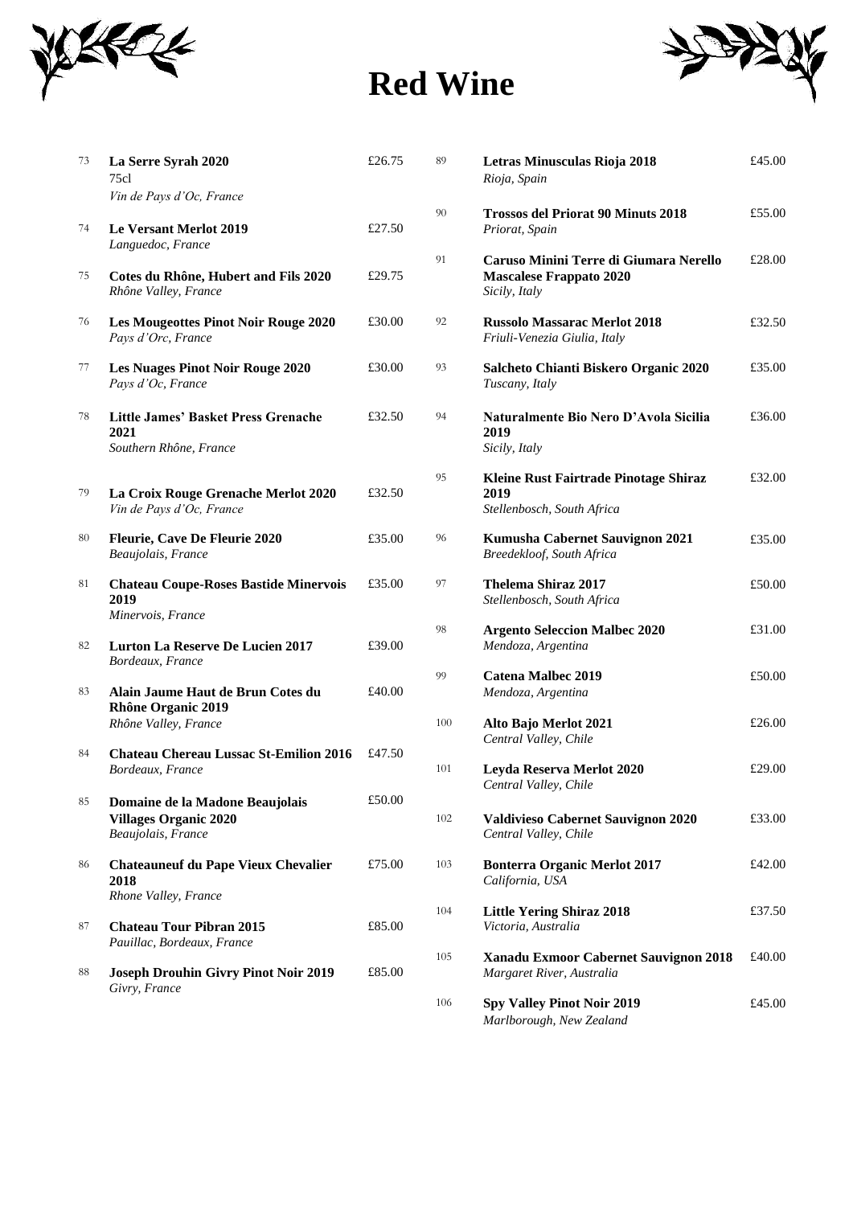# Red Wine

| No. | Wine | Price |
|---|---|---|
| 73 | **La Serre Syrah 2020** 75cl *Vin de Pays d'Oc, France* | £26.75 |
| 74 | **Le Versant Merlot 2019** *Languedoc, France* | £27.50 |
| 75 | **Cotes du Rhône, Hubert and Fils 2020** *Rhône Valley, France* | £29.75 |
| 76 | **Les Mougeottes Pinot Noir Rouge 2020** *Pays d'Orc, France* | £30.00 |
| 77 | **Les Nuages Pinot Noir Rouge 2020** *Pays d'Oc, France* | £30.00 |
| 78 | **Little James' Basket Press Grenache 2021** *Southern Rhône, France* | £32.50 |
| 79 | **La Croix Rouge Grenache Merlot 2020** *Vin de Pays d'Oc, France* | £32.50 |
| 80 | **Fleurie, Cave De Fleurie 2020** *Beaujolais, France* | £35.00 |
| 81 | **Chateau Coupe-Roses Bastide Minervois 2019** *Minervois, France* | £35.00 |
| 82 | **Lurton La Reserve De Lucien 2017** *Bordeaux, France* | £39.00 |
| 83 | **Alain Jaume Haut de Brun Cotes du Rhône Organic 2019** *Rhône Valley, France* | £40.00 |
| 84 | **Chateau Chereau Lussac St-Emilion 2016** *Bordeaux, France* | £47.50 |
| 85 | **Domaine de la Madone Beaujolais Villages Organic 2020** *Beaujolais, France* | £50.00 |
| 86 | **Chateauneuf du Pape Vieux Chevalier 2018** *Rhone Valley, France* | £75.00 |
| 87 | **Chateau Tour Pibran 2015** *Pauillac, Bordeaux, France* | £85.00 |
| 88 | **Joseph Drouhin Givry Pinot Noir 2019** *Givry, France* | £85.00 |
| 89 | **Letras Minusculas Rioja 2018** *Rioja, Spain* | £45.00 |
| 90 | **Trossos del Priorat 90 Minuts 2018** *Priorat, Spain* | £55.00 |
| 91 | **Caruso Minini Terre di Giumara Nerello Mascalese Frappato 2020** *Sicily, Italy* | £28.00 |
| 92 | **Russolo Massarac Merlot 2018** *Friuli-Venezia Giulia, Italy* | £32.50 |
| 93 | **Salcheto Chianti Biskero Organic 2020** *Tuscany, Italy* | £35.00 |
| 94 | **Naturalmente Bio Nero D'Avola Sicilia 2019** *Sicily, Italy* | £36.00 |
| 95 | **Kleine Rust Fairtrade Pinotage Shiraz 2019** *Stellenbosch, South Africa* | £32.00 |
| 96 | **Kumusha Cabernet Sauvignon 2021** *Breedekloof, South Africa* | £35.00 |
| 97 | **Thelema Shiraz 2017** *Stellenbosch, South Africa* | £50.00 |
| 98 | **Argento Seleccion Malbec 2020** *Mendoza, Argentina* | £31.00 |
| 99 | **Catena Malbec 2019** *Mendoza, Argentina* | £50.00 |
| 100 | **Alto Bajo Merlot 2021** *Central Valley, Chile* | £26.00 |
| 101 | **Leyda Reserva Merlot 2020** *Central Valley, Chile* | £29.00 |
| 102 | **Valdivieso Cabernet Sauvignon 2020** *Central Valley, Chile* | £33.00 |
| 103 | **Bonterra Organic Merlot 2017** *California, USA* | £42.00 |
| 104 | **Little Yering Shiraz 2018** *Victoria, Australia* | £37.50 |
| 105 | **Xanadu Exmoor Cabernet Sauvignon 2018** *Margaret River, Australia* | £40.00 |
| 106 | **Spy Valley Pinot Noir 2019** *Marlborough, New Zealand* | £45.00 |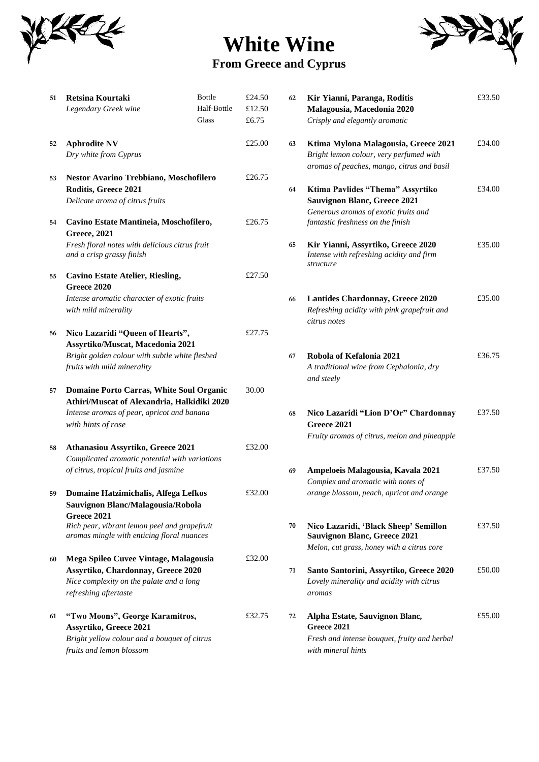# White Wine

## From Greece and Cyprus

**51 Retsina Kourtaki**
*Legendary Greek wine*

| | |
|---|---|
| Bottle | £24.50 |
| Half-Bottle | £12.50 |
| Glass | £6.75 |

**52 Aphrodite NV** — £25.00
*Dry white from Cyprus*

**53 Nestor Avarino Trebbiano, Moschofilero Roditis, Greece 2021** — £26.75
*Delicate aroma of citrus fruits*

**54 Cavino Estate Mantineia, Moschofilero, Greece, 2021** — £26.75
*Fresh floral notes with delicious citrus fruit and a crisp grassy finish*

**55 Cavino Estate Atelier, Riesling, Greece 2020** — £27.50
*Intense aromatic character of exotic fruits with mild minerality*

**56 Nico Lazaridi "Queen of Hearts", Assyrtiko/Muscat, Macedonia 2021** — £27.75
*Bright golden colour with subtle white fleshed fruits with mild minerality*

**57 Domaine Porto Carras, White Soul Organic Athiri/Muscat of Alexandria, Halkidiki 2020** — 30.00
*Intense aromas of pear, apricot and banana with hints of rose*

**58 Athanasiou Assyrtiko, Greece 2021** — £32.00
*Complicated aromatic potential with variations of citrus, tropical fruits and jasmine*

**59 Domaine Hatzimichalis, Alfega Lefkos Sauvignon Blanc/Malagousia/Robola Greece 2021** — £32.00
*Rich pear, vibrant lemon peel and grapefruit aromas mingle with enticing floral nuances*

**60 Mega Spileo Cuvee Vintage, Malagousia Assyrtiko, Chardonnay, Greece 2020** — £32.00
*Nice complexity on the palate and a long refreshing aftertaste*

**61 "Two Moons", George Karamitros, Assyrtiko, Greece 2021** — £32.75
*Bright yellow colour and a bouquet of citrus fruits and lemon blossom*

**62 Kir Yianni, Paranga, Roditis Malagousia, Macedonia 2020** — £33.50
*Crisply and elegantly aromatic*

**63 Ktima Mylona Malagousia, Greece 2021** — £34.00
*Bright lemon colour, very perfumed with aromas of peaches, mango, citrus and basil*

**64 Ktima Pavlides "Thema" Assyrtiko Sauvignon Blanc, Greece 2021** — £34.00
*Generous aromas of exotic fruits and fantastic freshness on the finish*

**65 Kir Yianni, Assyrtiko, Greece 2020** — £35.00
*Intense with refreshing acidity and firm structure*

**66 Lantides Chardonnay, Greece 2020** — £35.00
*Refreshing acidity with pink grapefruit and citrus notes*

**67 Robola of Kefalonia 2021** — £36.75
*A traditional wine from Cephalonia, dry and steely*

**68 Nico Lazaridi "Lion D'Or" Chardonnay Greece 2021** — £37.50
*Fruity aromas of citrus, melon and pineapple*

**69 Ampeloeis Malagousia, Kavala 2021** — £37.50
*Complex and aromatic with notes of orange blossom, peach, apricot and orange*

**70 Nico Lazaridi, 'Black Sheep' Semillon Sauvignon Blanc, Greece 2021** — £37.50
*Melon, cut grass, honey with a citrus core*

**71 Santo Santorini, Assyrtiko, Greece 2020** — £50.00
*Lovely minerality and acidity with citrus aromas*

**72 Alpha Estate, Sauvignon Blanc, Greece 2021** — £55.00
*Fresh and intense bouquet, fruity and herbal with mineral hints*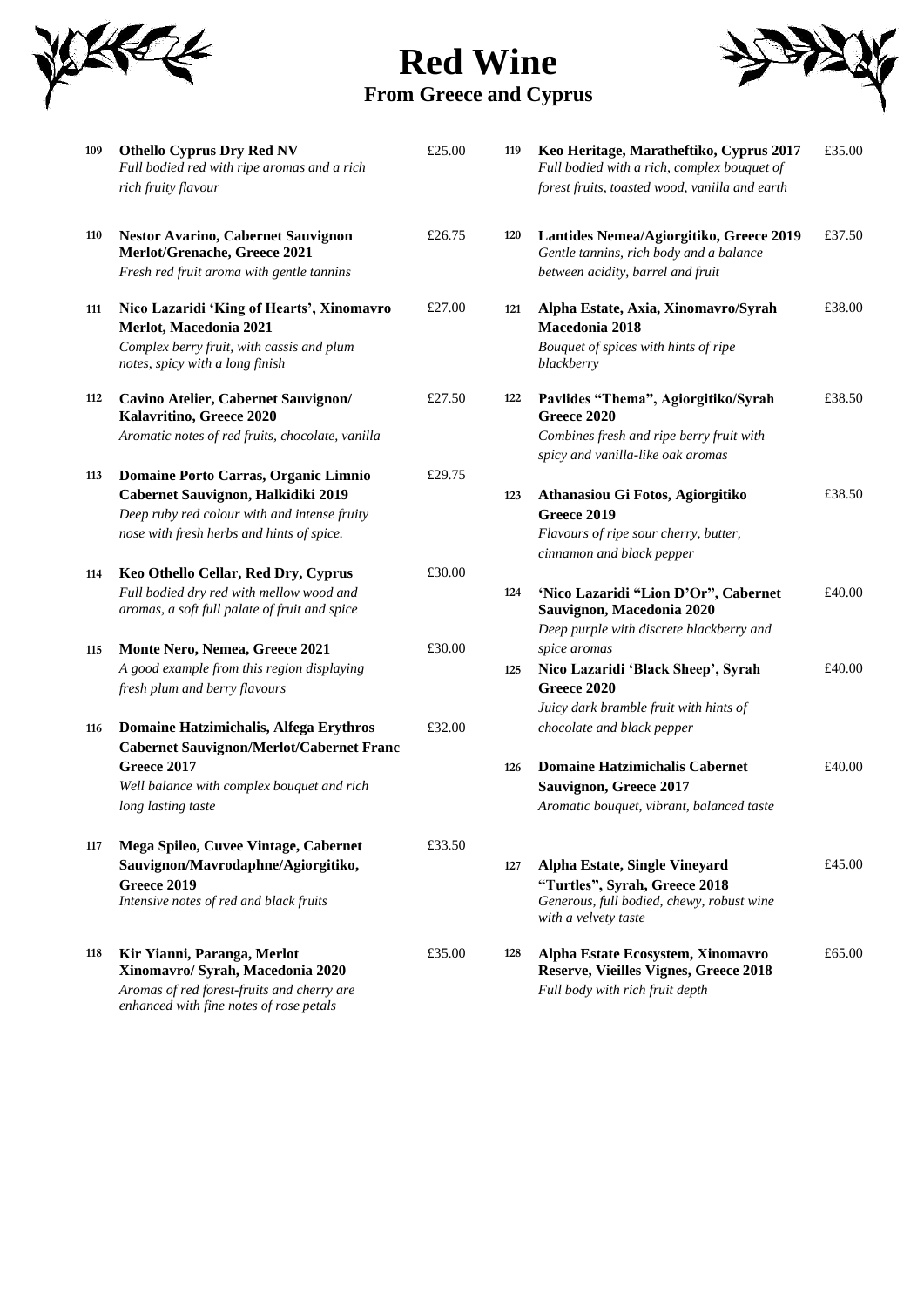# Red Wine

## From Greece and Cyprus

**109** **Othello Cyprus Dry Red NV** — £25.00
*Full bodied red with ripe aromas and a rich rich fruity flavour*

**110** **Nestor Avarino, Cabernet Sauvignon Merlot/Grenache, Greece 2021** — £26.75
*Fresh red fruit aroma with gentle tannins*

**111** **Nico Lazaridi 'King of Hearts', Xinomavro Merlot, Macedonia 2021** — £27.00
*Complex berry fruit, with cassis and plum notes, spicy with a long finish*

**112** **Cavino Atelier, Cabernet Sauvignon/ Kalavritino, Greece 2020** — £27.50
*Aromatic notes of red fruits, chocolate, vanilla*

**113** **Domaine Porto Carras, Organic Limnio Cabernet Sauvignon, Halkidiki 2019** — £29.75
*Deep ruby red colour with and intense fruity nose with fresh herbs and hints of spice.*

**114** **Keo Othello Cellar, Red Dry, Cyprus** — £30.00
*Full bodied dry red with mellow wood and aromas, a soft full palate of fruit and spice*

**115** **Monte Nero, Nemea, Greece 2021** — £30.00
*A good example from this region displaying fresh plum and berry flavours*

**116** **Domaine Hatzimichalis, Alfega Erythros Cabernet Sauvignon/Merlot/Cabernet Franc Greece 2017** — £32.00
*Well balance with complex bouquet and rich long lasting taste*

**117** **Mega Spileo, Cuvee Vintage, Cabernet Sauvignon/Mavrodaphne/Agiorgitiko, Greece 2019** — £33.50
*Intensive notes of red and black fruits*

**118** **Kir Yianni, Paranga, Merlot Xinomavro/ Syrah, Macedonia 2020** — £35.00
*Aromas of red forest-fruits and cherry are enhanced with fine notes of rose petals*

**119** **Keo Heritage, Maratheftiko, Cyprus 2017** — £35.00
*Full bodied with a rich, complex bouquet of forest fruits, toasted wood, vanilla and earth*

**120** **Lantides Nemea/Agiorgitiko, Greece 2019** — £37.50
*Gentle tannins, rich body and a balance between acidity, barrel and fruit*

**121** **Alpha Estate, Axia, Xinomavro/Syrah Macedonia 2018** — £38.00
*Bouquet of spices with hints of ripe blackberry*

**122** **Pavlides "Thema", Agiorgitiko/Syrah Greece 2020** — £38.50
*Combines fresh and ripe berry fruit with spicy and vanilla-like oak aromas*

**123** **Athanasiou Gi Fotos, Agiorgitiko Greece 2019** — £38.50
*Flavours of ripe sour cherry, butter, cinnamon and black pepper*

**124** **'Nico Lazaridi "Lion D'Or", Cabernet Sauvignon, Macedonia 2020** — £40.00
*Deep purple with discrete blackberry and spice aromas*

**125** **Nico Lazaridi 'Black Sheep', Syrah Greece 2020** — £40.00
*Juicy dark bramble fruit with hints of chocolate and black pepper*

**126** **Domaine Hatzimichalis Cabernet Sauvignon, Greece 2017** — £40.00
*Aromatic bouquet, vibrant, balanced taste*

**127** **Alpha Estate, Single Vineyard "Turtles", Syrah, Greece 2018** — £45.00
*Generous, full bodied, chewy, robust wine with a velvety taste*

**128** **Alpha Estate Ecosystem, Xinomavro Reserve, Vieilles Vignes, Greece 2018** — £65.00
*Full body with rich fruit depth*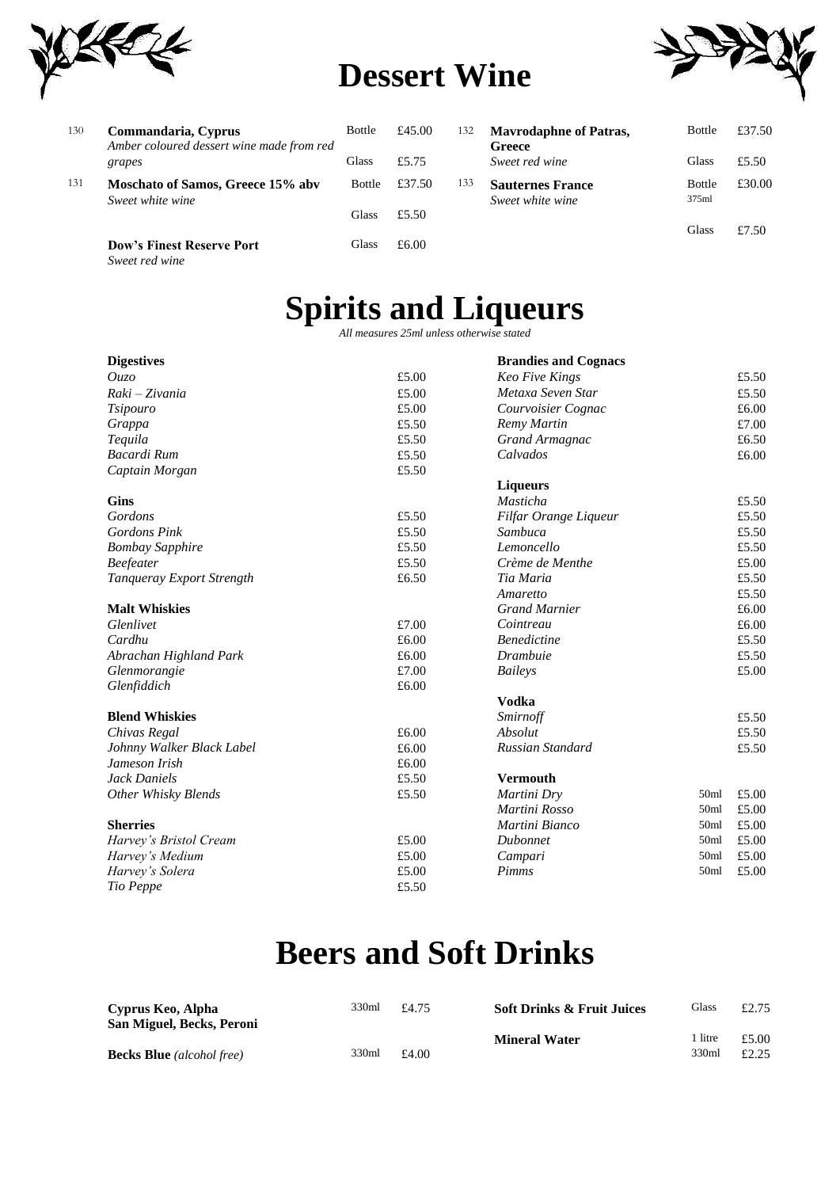# Dessert Wine

| | | | |
|---|---|---|---|
| 130 | **Commandaria, Cyprus** *Amber coloured dessert wine made from red grapes* | Bottle<br>Glass | £45.00<br>£5.75 |
| 131 | **Moschato of Samos, Greece 15% abv** *Sweet white wine* | Bottle<br>Glass | £37.50<br>£5.50 |
| | **Dow's Finest Reserve Port** *Sweet red wine* | Glass | £6.00 |
| 132 | **Mavrodaphne of Patras, Greece** *Sweet red wine* | Bottle<br>Glass | £37.50<br>£5.50 |
| 133 | **Sauternes France** *Sweet white wine* | Bottle 375ml<br>Glass | £30.00<br>£7.50 |

# Spirits and Liqueurs

*All measures 25ml unless otherwise stated*

**Digestives**

| | |
|---|---|
| *Ouzo* | £5.00 |
| *Raki – Zivania* | £5.00 |
| *Tsipouro* | £5.00 |
| *Grappa* | £5.50 |
| *Tequila* | £5.50 |
| *Bacardi Rum* | £5.50 |
| *Captain Morgan* | £5.50 |

**Gins**

| | |
|---|---|
| *Gordons* | £5.50 |
| *Gordons Pink* | £5.50 |
| *Bombay Sapphire* | £5.50 |
| *Beefeater* | £5.50 |
| *Tanqueray Export Strength* | £6.50 |

**Malt Whiskies**

| | |
|---|---|
| *Glenlivet* | £7.00 |
| *Cardhu* | £6.00 |
| *Abrachan Highland Park* | £6.00 |
| *Glenmorangie* | £7.00 |
| *Glenfiddich* | £6.00 |

**Blend Whiskies**

| | |
|---|---|
| *Chivas Regal* | £6.00 |
| *Johnny Walker Black Label* | £6.00 |
| *Jameson Irish* | £6.00 |
| *Jack Daniels* | £5.50 |
| *Other Whisky Blends* | £5.50 |

**Sherries**

| | |
|---|---|
| *Harvey's Bristol Cream* | £5.00 |
| *Harvey's Medium* | £5.00 |
| *Harvey's Solera* | £5.00 |
| *Tio Peppe* | £5.50 |

**Brandies and Cognacs**

| | |
|---|---|
| *Keo Five Kings* | £5.50 |
| *Metaxa Seven Star* | £5.50 |
| *Courvoisier Cognac* | £6.00 |
| *Remy Martin* | £7.00 |
| *Grand Armagnac* | £6.50 |
| *Calvados* | £6.00 |

**Liqueurs**

| | |
|---|---|
| *Masticha* | £5.50 |
| *Filfar Orange Liqueur* | £5.50 |
| *Sambuca* | £5.50 |
| *Lemoncello* | £5.50 |
| *Crème de Menthe* | £5.00 |
| *Tia Maria* | £5.50 |
| *Amaretto* | £5.50 |
| *Grand Marnier* | £6.00 |
| *Cointreau* | £6.00 |
| *Benedictine* | £5.50 |
| *Drambuie* | £5.50 |
| *Baileys* | £5.00 |

**Vodka**

| | |
|---|---|
| *Smirnoff* | £5.50 |
| *Absolut* | £5.50 |
| *Russian Standard* | £5.50 |

**Vermouth**

| | | |
|---|---|---|
| *Martini Dry* | 50ml | £5.00 |
| *Martini Rosso* | 50ml | £5.00 |
| *Martini Bianco* | 50ml | £5.00 |
| *Dubonnet* | 50ml | £5.00 |
| *Campari* | 50ml | £5.00 |
| *Pimms* | 50ml | £5.00 |

# Beers and Soft Drinks

| | | |
|---|---|---|
| **Cyprus Keo, Alpha San Miguel, Becks, Peroni** | 330ml | £4.75 |
| **Becks Blue** *(alcohol free)* | 330ml | £4.00 |
| **Soft Drinks & Fruit Juices** | Glass | £2.75 |
| **Mineral Water** | 1 litre<br>330ml | £5.00<br>£2.25 |